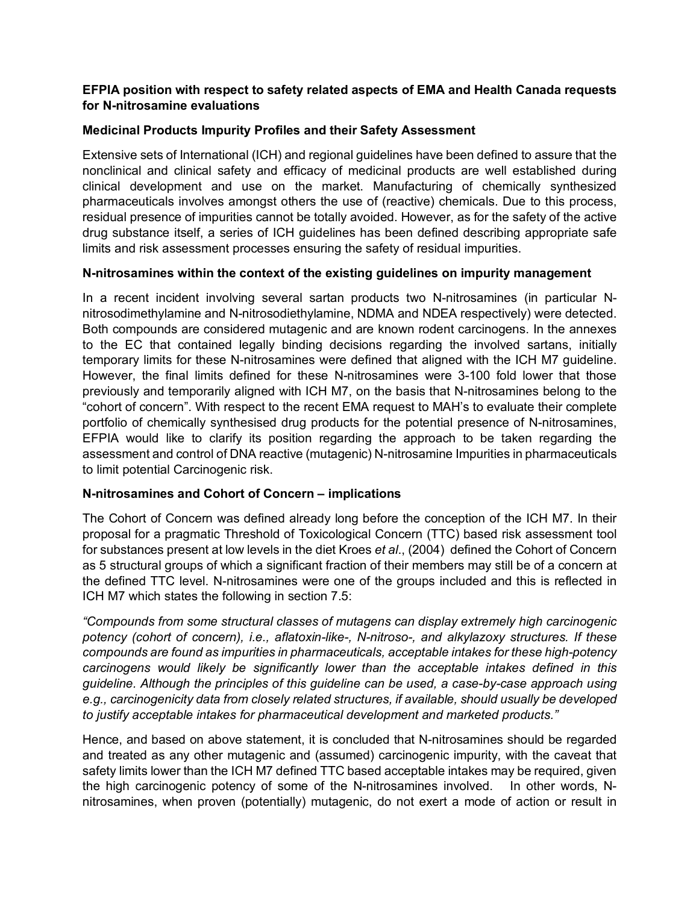**EFPIA position with respect to safety related aspects of EMA and Health Canada requests for N-nitrosamine evaluations**

**Medicinal Products Impurity Profiles and their Safety Assessment**

Extensive sets of International (ICH) and regional guidelines have been defined to assure that the nonclinical and clinical safety and efficacy of medicinal products are well established during clinical development and use on the market. Manufacturing of chemically synthesized pharmaceuticals involves amongst others the use of (reactive) chemicals. Due to this process, residual presence of impurities cannot be totally avoided. However, as for the safety of the active drug substance itself, a series of ICH guidelines has been defined describing appropriate safe limits and risk assessment processes ensuring the safety of residual impurities.

**N-nitrosamines within the context of the existing guidelines on impurity management**

In a recent incident involving several sartan products two N-nitrosamines (in particular N-nitrosodimethylamine and N-nitrosodiethylamine, NDMA and NDEA respectively) were detected. Both compounds are considered mutagenic and are known rodent carcinogens. In the annexes to the EC that contained legally binding decisions regarding the involved sartans, initially temporary limits for these N-nitrosamines were defined that aligned with the ICH M7 guideline. However, the final limits defined for these N-nitrosamines were 3-100 fold lower that those previously and temporarily aligned with ICH M7, on the basis that N-nitrosamines belong to the "cohort of concern". With respect to the recent EMA request to MAH's to evaluate their complete portfolio of chemically synthesised drug products for the potential presence of N-nitrosamines, EFPIA would like to clarify its position regarding the approach to be taken regarding the assessment and control of DNA reactive (mutagenic) N-nitrosamine Impurities in pharmaceuticals to limit potential Carcinogenic risk.

**N-nitrosamines and Cohort of Concern – implications**

The Cohort of Concern was defined already long before the conception of the ICH M7. In their proposal for a pragmatic Threshold of Toxicological Concern (TTC) based risk assessment tool for substances present at low levels in the diet Kroes *et al*., (2004) defined the Cohort of Concern as 5 structural groups of which a significant fraction of their members may still be of a concern at the defined TTC level. N-nitrosamines were one of the groups included and this is reflected in ICH M7 which states the following in section 7.5:

*"Compounds from some structural classes of mutagens can display extremely high carcinogenic potency (cohort of concern), i.e., aflatoxin-like-, N-nitroso-, and alkylazoxy structures. If these compounds are found as impurities in pharmaceuticals, acceptable intakes for these high-potency carcinogens would likely be significantly lower than the acceptable intakes defined in this guideline. Although the principles of this guideline can be used, a case-by-case approach using e.g., carcinogenicity data from closely related structures, if available, should usually be developed to justify acceptable intakes for pharmaceutical development and marketed products."*

Hence, and based on above statement, it is concluded that N-nitrosamines should be regarded and treated as any other mutagenic and (assumed) carcinogenic impurity, with the caveat that safety limits lower than the ICH M7 defined TTC based acceptable intakes may be required, given the high carcinogenic potency of some of the N-nitrosamines involved. In other words, N-nitrosamines, when proven (potentially) mutagenic, do not exert a mode of action or result in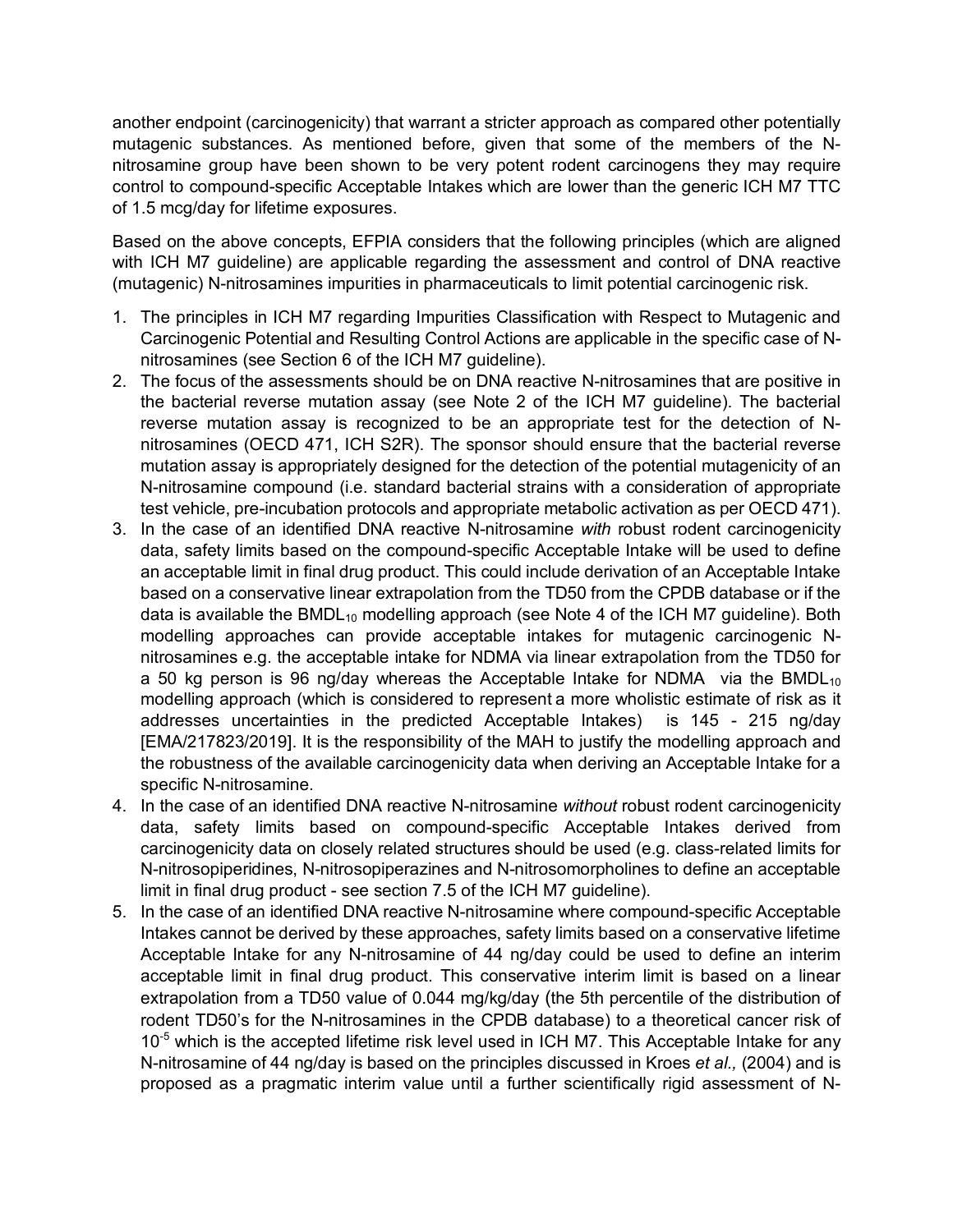another endpoint (carcinogenicity) that warrant a stricter approach as compared other potentially mutagenic substances. As mentioned before, given that some of the members of the N-nitrosamine group have been shown to be very potent rodent carcinogens they may require control to compound-specific Acceptable Intakes which are lower than the generic ICH M7 TTC of 1.5 mcg/day for lifetime exposures.

Based on the above concepts, EFPIA considers that the following principles (which are aligned with ICH M7 guideline) are applicable regarding the assessment and control of DNA reactive (mutagenic) N-nitrosamines impurities in pharmaceuticals to limit potential carcinogenic risk.

1. The principles in ICH M7 regarding Impurities Classification with Respect to Mutagenic and Carcinogenic Potential and Resulting Control Actions are applicable in the specific case of N-nitrosamines (see Section 6 of the ICH M7 guideline).
2. The focus of the assessments should be on DNA reactive N-nitrosamines that are positive in the bacterial reverse mutation assay (see Note 2 of the ICH M7 guideline). The bacterial reverse mutation assay is recognized to be an appropriate test for the detection of N-nitrosamines (OECD 471, ICH S2R). The sponsor should ensure that the bacterial reverse mutation assay is appropriately designed for the detection of the potential mutagenicity of an N-nitrosamine compound (i.e. standard bacterial strains with a consideration of appropriate test vehicle, pre-incubation protocols and appropriate metabolic activation as per OECD 471).
3. In the case of an identified DNA reactive N-nitrosamine *with* robust rodent carcinogenicity data, safety limits based on the compound-specific Acceptable Intake will be used to define an acceptable limit in final drug product. This could include derivation of an Acceptable Intake based on a conservative linear extrapolation from the TD50 from the CPDB database or if the data is available the $BMDL_{10}$ modelling approach (see Note 4 of the ICH M7 guideline). Both modelling approaches can provide acceptable intakes for mutagenic carcinogenic N-nitrosamines e.g. the acceptable intake for NDMA via linear extrapolation from the TD50 for a 50 kg person is 96 ng/day whereas the Acceptable Intake for NDMA via the $BMDL_{10}$ modelling approach (which is considered to represent a more wholistic estimate of risk as it addresses uncertainties in the predicted Acceptable Intakes) is 145 - 215 ng/day [EMA/217823/2019]. It is the responsibility of the MAH to justify the modelling approach and the robustness of the available carcinogenicity data when deriving an Acceptable Intake for a specific N-nitrosamine.
4. In the case of an identified DNA reactive N-nitrosamine *without* robust rodent carcinogenicity data, safety limits based on compound-specific Acceptable Intakes derived from carcinogenicity data on closely related structures should be used (e.g. class-related limits for N-nitrosopiperidines, N-nitrosopiperazines and N-nitrosomorpholines to define an acceptable limit in final drug product - see section 7.5 of the ICH M7 guideline).
5. In the case of an identified DNA reactive N-nitrosamine where compound-specific Acceptable Intakes cannot be derived by these approaches, safety limits based on a conservative lifetime Acceptable Intake for any N-nitrosamine of 44 ng/day could be used to define an interim acceptable limit in final drug product. This conservative interim limit is based on a linear extrapolation from a TD50 value of 0.044 mg/kg/day (the 5th percentile of the distribution of rodent TD50's for the N-nitrosamines in the CPDB database) to a theoretical cancer risk of $10^{-5}$ which is the accepted lifetime risk level used in ICH M7. This Acceptable Intake for any N-nitrosamine of 44 ng/day is based on the principles discussed in Kroes *et al.,* (2004) and is proposed as a pragmatic interim value until a further scientifically rigid assessment of N-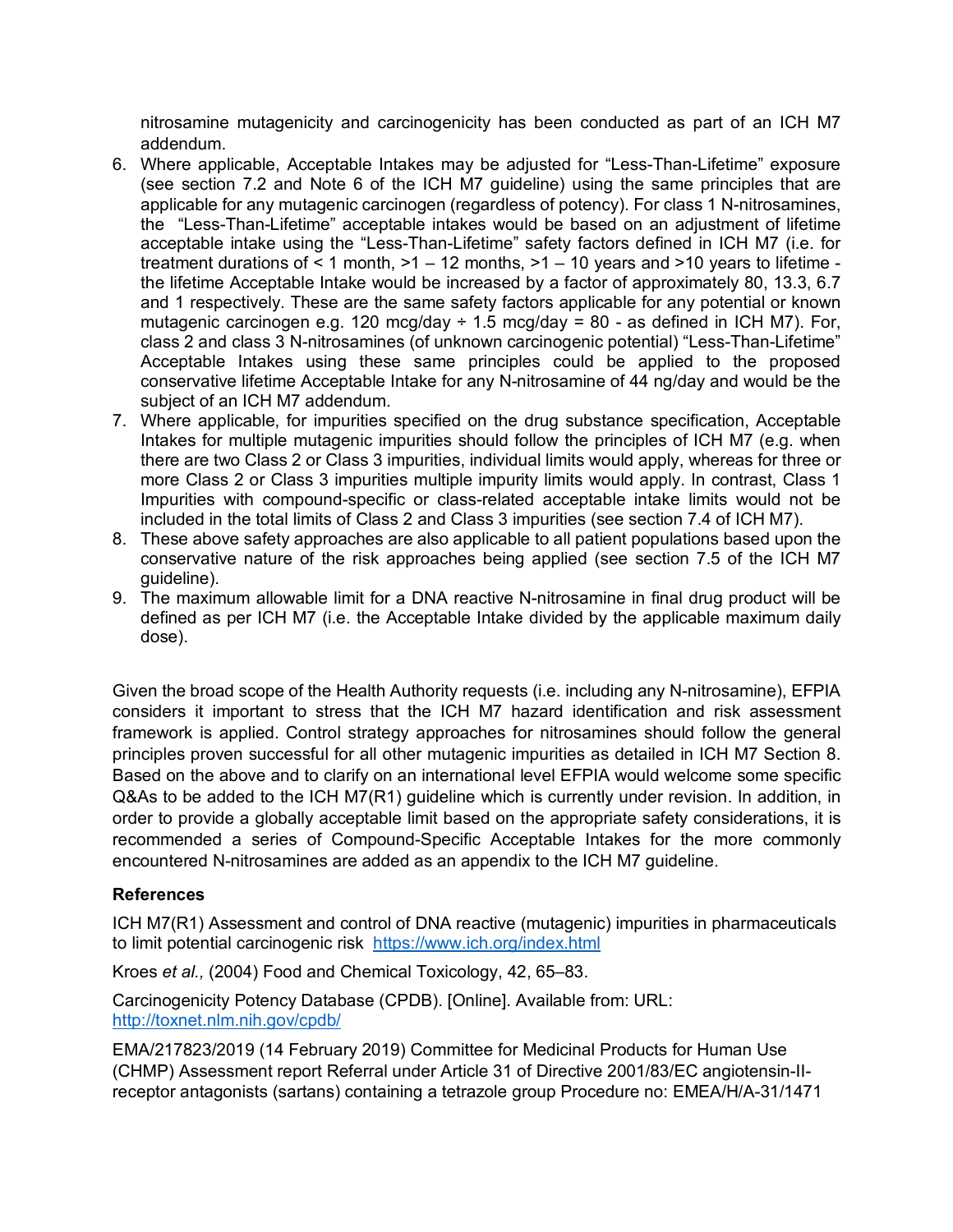nitrosamine mutagenicity and carcinogenicity has been conducted as part of an ICH M7 addendum.

6. Where applicable, Acceptable Intakes may be adjusted for "Less-Than-Lifetime" exposure (see section 7.2 and Note 6 of the ICH M7 guideline) using the same principles that are applicable for any mutagenic carcinogen (regardless of potency). For class 1 N-nitrosamines, the "Less-Than-Lifetime" acceptable intakes would be based on an adjustment of lifetime acceptable intake using the "Less-Than-Lifetime" safety factors defined in ICH M7 (i.e. for treatment durations of < 1 month, >1 – 12 months, >1 – 10 years and >10 years to lifetime - the lifetime Acceptable Intake would be increased by a factor of approximately 80, 13.3, 6.7 and 1 respectively. These are the same safety factors applicable for any potential or known mutagenic carcinogen e.g. 120 mcg/day ÷ 1.5 mcg/day = 80 - as defined in ICH M7). For, class 2 and class 3 N-nitrosamines (of unknown carcinogenic potential) "Less-Than-Lifetime" Acceptable Intakes using these same principles could be applied to the proposed conservative lifetime Acceptable Intake for any N-nitrosamine of 44 ng/day and would be the subject of an ICH M7 addendum.
7. Where applicable, for impurities specified on the drug substance specification, Acceptable Intakes for multiple mutagenic impurities should follow the principles of ICH M7 (e.g. when there are two Class 2 or Class 3 impurities, individual limits would apply, whereas for three or more Class 2 or Class 3 impurities multiple impurity limits would apply. In contrast, Class 1 Impurities with compound-specific or class-related acceptable intake limits would not be included in the total limits of Class 2 and Class 3 impurities (see section 7.4 of ICH M7).
8. These above safety approaches are also applicable to all patient populations based upon the conservative nature of the risk approaches being applied (see section 7.5 of the ICH M7 guideline).
9. The maximum allowable limit for a DNA reactive N-nitrosamine in final drug product will be defined as per ICH M7 (i.e. the Acceptable Intake divided by the applicable maximum daily dose).

Given the broad scope of the Health Authority requests (i.e. including any N-nitrosamine), EFPIA considers it important to stress that the ICH M7 hazard identification and risk assessment framework is applied. Control strategy approaches for nitrosamines should follow the general principles proven successful for all other mutagenic impurities as detailed in ICH M7 Section 8. Based on the above and to clarify on an international level EFPIA would welcome some specific Q&As to be added to the ICH M7(R1) guideline which is currently under revision. In addition, in order to provide a globally acceptable limit based on the appropriate safety considerations, it is recommended a series of Compound-Specific Acceptable Intakes for the more commonly encountered N-nitrosamines are added as an appendix to the ICH M7 guideline.

**References**

ICH M7(R1) Assessment and control of DNA reactive (mutagenic) impurities in pharmaceuticals to limit potential carcinogenic risk https://www.ich.org/index.html

Kroes *et al.,* (2004) Food and Chemical Toxicology, 42, 65–83.

Carcinogenicity Potency Database (CPDB). [Online]. Available from: URL: http://toxnet.nlm.nih.gov/cpdb/

EMA/217823/2019 (14 February 2019) Committee for Medicinal Products for Human Use (CHMP) Assessment report Referral under Article 31 of Directive 2001/83/EC angiotensin-II-receptor antagonists (sartans) containing a tetrazole group Procedure no: EMEA/H/A-31/1471